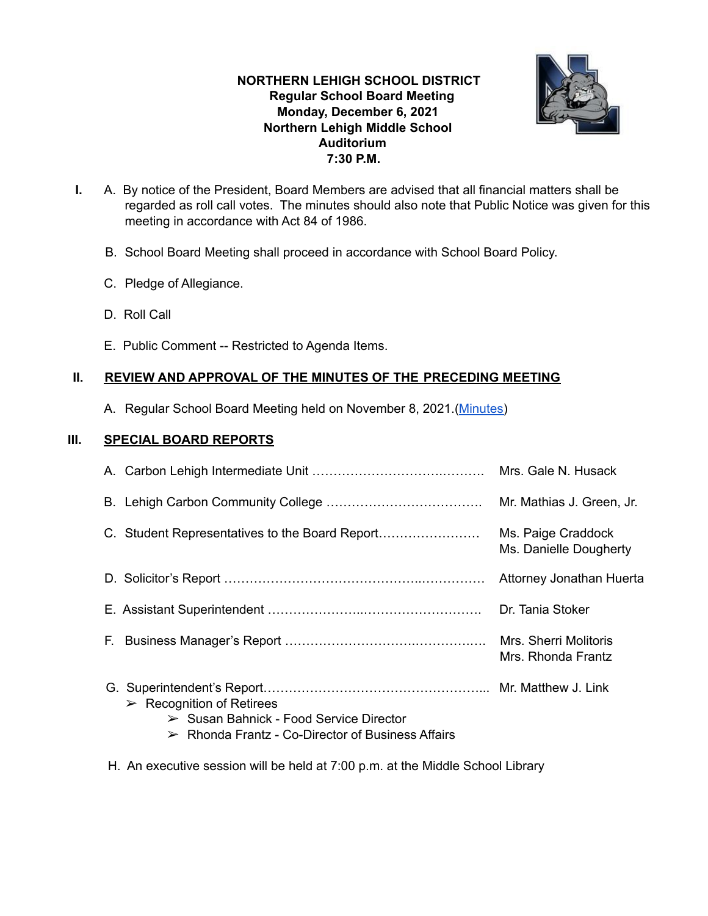**NORTHERN LEHIGH SCHOOL DISTRICT**
**Regular School Board Meeting**
**Monday, December 6, 2021**
**Northern Lehigh Middle School**
**Auditorium**
**7:30 P.M.**

**I.** A. By notice of the President, Board Members are advised that all financial matters shall be regarded as roll call votes. The minutes should also note that Public Notice was given for this meeting in accordance with Act 84 of 1986.

B. School Board Meeting shall proceed in accordance with School Board Policy.

C. Pledge of Allegiance.

D. Roll Call

E. Public Comment -- Restricted to Agenda Items.

## II. REVIEW AND APPROVAL OF THE MINUTES OF THE PRECEDING MEETING

A. Regular School Board Meeting held on November 8, 2021.(Minutes)

## III. SPECIAL BOARD REPORTS

A. Carbon Lehigh Intermediate Unit ………………………………………. Mrs. Gale N. Husack

B. Lehigh Carbon Community College ………………………………. Mr. Mathias J. Green, Jr.

C. Student Representatives to the Board Report…………………… Ms. Paige Craddock
Ms. Danielle Dougherty

D. Solicitor's Report ………………………………………………………. Attorney Jonathan Huerta

E. Assistant Superintendent ……………………………………………. Dr. Tania Stoker

F. Business Manager's Report ………………………………………… Mrs. Sherri Molitoris
Mrs. Rhonda Frantz

G. Superintendent's Report…………………………………………….. Mr. Matthew J. Link

- ➢ Recognition of Retirees
  - ➢ Susan Bahnick - Food Service Director
  - ➢ Rhonda Frantz - Co-Director of Business Affairs

H. An executive session will be held at 7:00 p.m. at the Middle School Library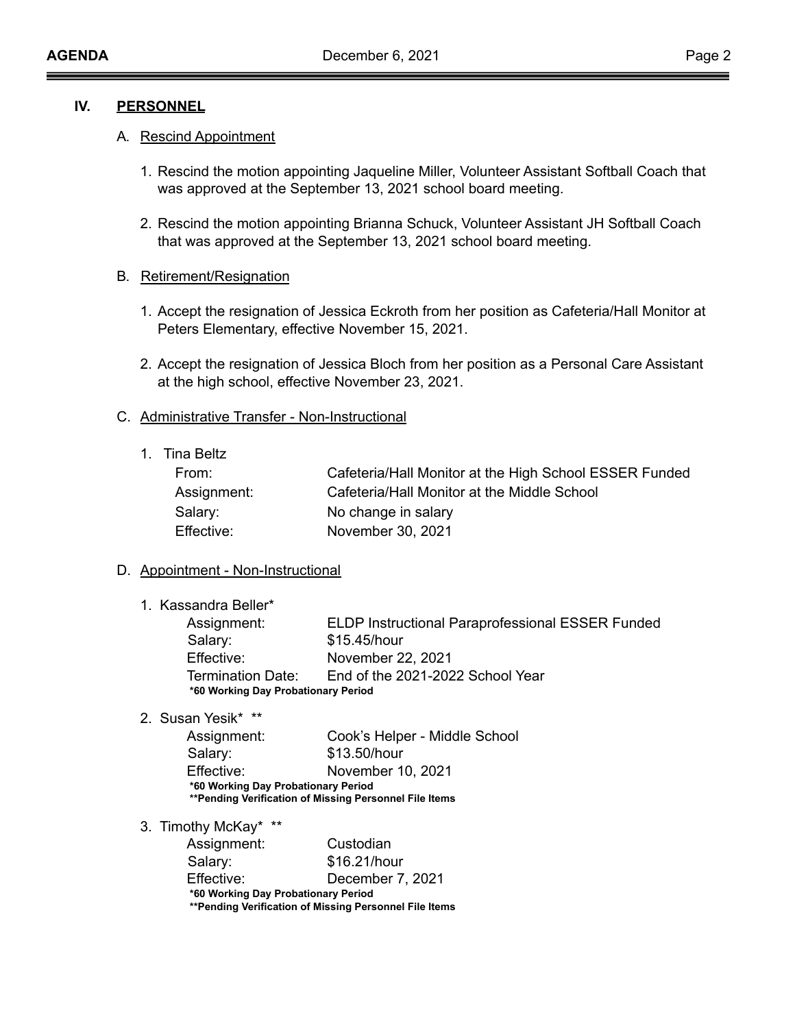## IV. PERSONNEL

### A. Rescind Appointment

1. Rescind the motion appointing Jaqueline Miller, Volunteer Assistant Softball Coach that was approved at the September 13, 2021 school board meeting.

2. Rescind the motion appointing Brianna Schuck, Volunteer Assistant JH Softball Coach that was approved at the September 13, 2021 school board meeting.

### B. Retirement/Resignation

1. Accept the resignation of Jessica Eckroth from her position as Cafeteria/Hall Monitor at Peters Elementary, effective November 15, 2021.

2. Accept the resignation of Jessica Bloch from her position as a Personal Care Assistant at the high school, effective November 23, 2021.

### C. Administrative Transfer - Non-Instructional

1. Tina Beltz

| | |
|---|---|
| From: | Cafeteria/Hall Monitor at the High School ESSER Funded |
| Assignment: | Cafeteria/Hall Monitor at the Middle School |
| Salary: | No change in salary |
| Effective: | November 30, 2021 |

### D. Appointment - Non-Instructional

1. Kassandra Beller*

| | |
|---|---|
| Assignment: | ELDP Instructional Paraprofessional ESSER Funded |
| Salary: | $15.45/hour |
| Effective: | November 22, 2021 |
| Termination Date: | End of the 2021-2022 School Year |

**\*60 Working Day Probationary Period**

2. Susan Yesik* **

| | |
|---|---|
| Assignment: | Cook's Helper - Middle School |
| Salary: | $13.50/hour |
| Effective: | November 10, 2021 |

**\*60 Working Day Probationary Period**
**\*\*Pending Verification of Missing Personnel File Items**

3. Timothy McKay* **

| | |
|---|---|
| Assignment: | Custodian |
| Salary: | $16.21/hour |
| Effective: | December 7, 2021 |

**\*60 Working Day Probationary Period**
**\*\*Pending Verification of Missing Personnel File Items**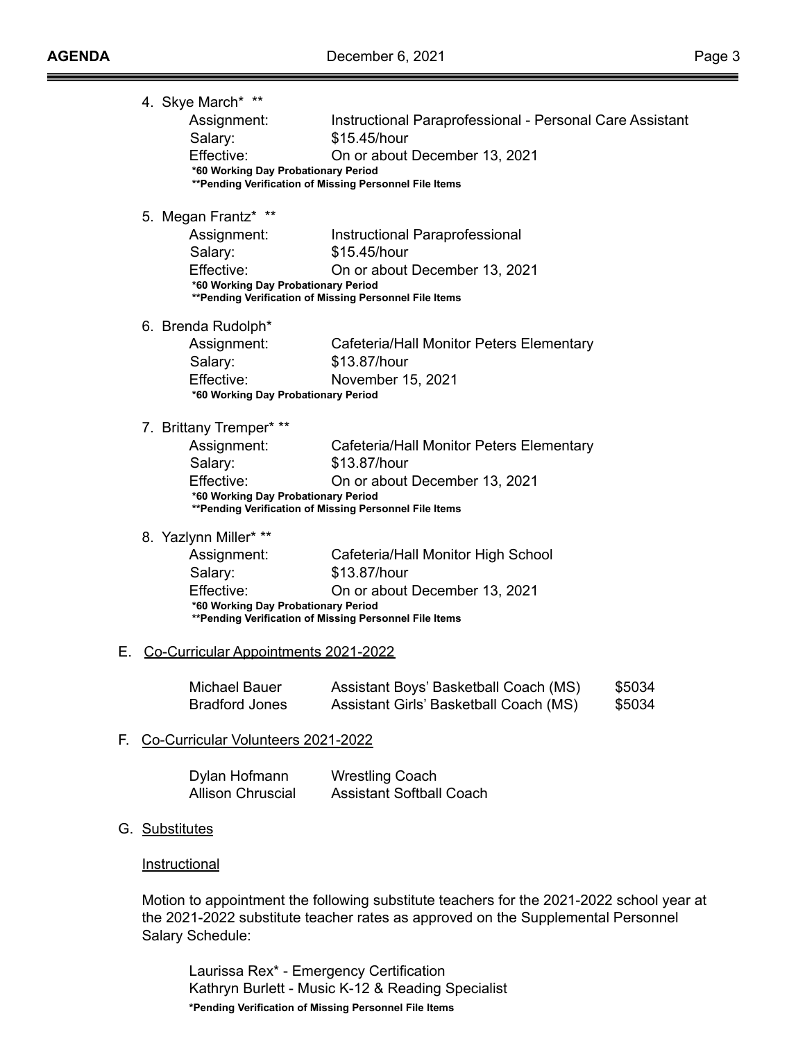4. Skye March* **

   Assignment: Instructional Paraprofessional - Personal Care Assistant
   Salary: $15.45/hour
   Effective: On or about December 13, 2021

   **\*60 Working Day Probationary Period**
   **\*\*Pending Verification of Missing Personnel File Items**

5. Megan Frantz* **

   Assignment: Instructional Paraprofessional
   Salary: $15.45/hour
   Effective: On or about December 13, 2021

   **\*60 Working Day Probationary Period**
   **\*\*Pending Verification of Missing Personnel File Items**

6. Brenda Rudolph*

   Assignment: Cafeteria/Hall Monitor Peters Elementary
   Salary: $13.87/hour
   Effective: November 15, 2021

   **\*60 Working Day Probationary Period**

7. Brittany Tremper* **

   Assignment: Cafeteria/Hall Monitor Peters Elementary
   Salary: $13.87/hour
   Effective: On or about December 13, 2021

   **\*60 Working Day Probationary Period**
   **\*\*Pending Verification of Missing Personnel File Items**

8. Yazlynn Miller* **

   Assignment: Cafeteria/Hall Monitor High School
   Salary: $13.87/hour
   Effective: On or about December 13, 2021

   **\*60 Working Day Probationary Period**
   **\*\*Pending Verification of Missing Personnel File Items**

E. Co-Curricular Appointments 2021-2022

| | | |
|---|---|---|
| Michael Bauer | Assistant Boys' Basketball Coach (MS) | $5034 |
| Bradford Jones | Assistant Girls' Basketball Coach (MS) | $5034 |

F. Co-Curricular Volunteers 2021-2022

| | |
|---|---|
| Dylan Hofmann | Wrestling Coach |
| Allison Chruscial | Assistant Softball Coach |

G. Substitutes

Instructional

Motion to appointment the following substitute teachers for the 2021-2022 school year at the 2021-2022 substitute teacher rates as approved on the Supplemental Personnel Salary Schedule:

Laurissa Rex* - Emergency Certification
Kathryn Burlett - Music K-12 & Reading Specialist

**\*Pending Verification of Missing Personnel File Items**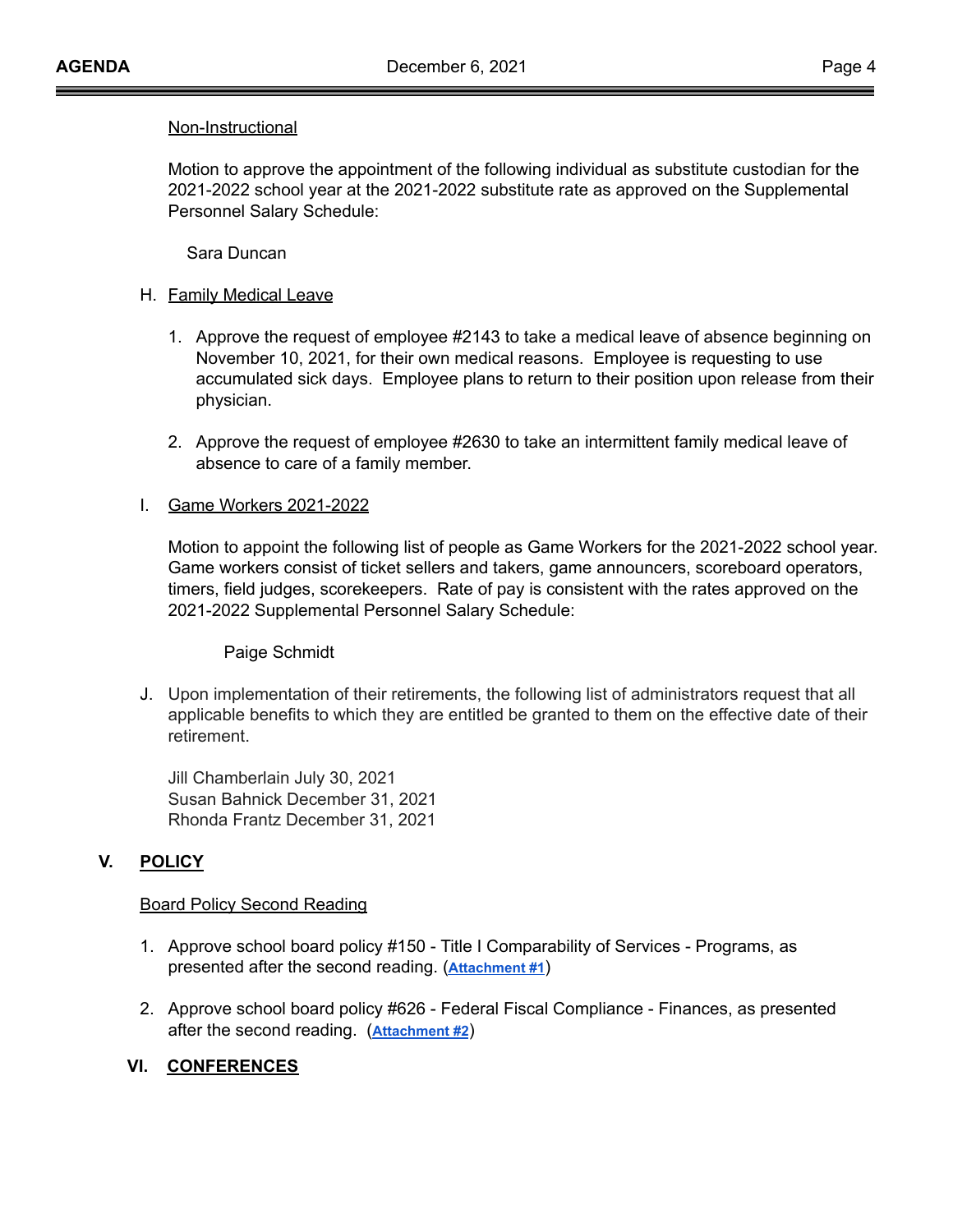Non-Instructional

Motion to approve the appointment of the following individual as substitute custodian for the 2021-2022 school year at the 2021-2022 substitute rate as approved on the Supplemental Personnel Salary Schedule:

Sara Duncan

H. Family Medical Leave

1. Approve the request of employee #2143 to take a medical leave of absence beginning on November 10, 2021, for their own medical reasons. Employee is requesting to use accumulated sick days. Employee plans to return to their position upon release from their physician.

2. Approve the request of employee #2630 to take an intermittent family medical leave of absence to care of a family member.

I. Game Workers 2021-2022

Motion to appoint the following list of people as Game Workers for the 2021-2022 school year. Game workers consist of ticket sellers and takers, game announcers, scoreboard operators, timers, field judges, scorekeepers. Rate of pay is consistent with the rates approved on the 2021-2022 Supplemental Personnel Salary Schedule:

Paige Schmidt

J. Upon implementation of their retirements, the following list of administrators request that all applicable benefits to which they are entitled be granted to them on the effective date of their retirement.

Jill Chamberlain July 30, 2021
Susan Bahnick December 31, 2021
Rhonda Frantz December 31, 2021

## V. POLICY

Board Policy Second Reading

1. Approve school board policy #150 - Title I Comparability of Services - Programs, as presented after the second reading. (**Attachment #1**)

2. Approve school board policy #626 - Federal Fiscal Compliance - Finances, as presented after the second reading. (**Attachment #2**)

## VI. CONFERENCES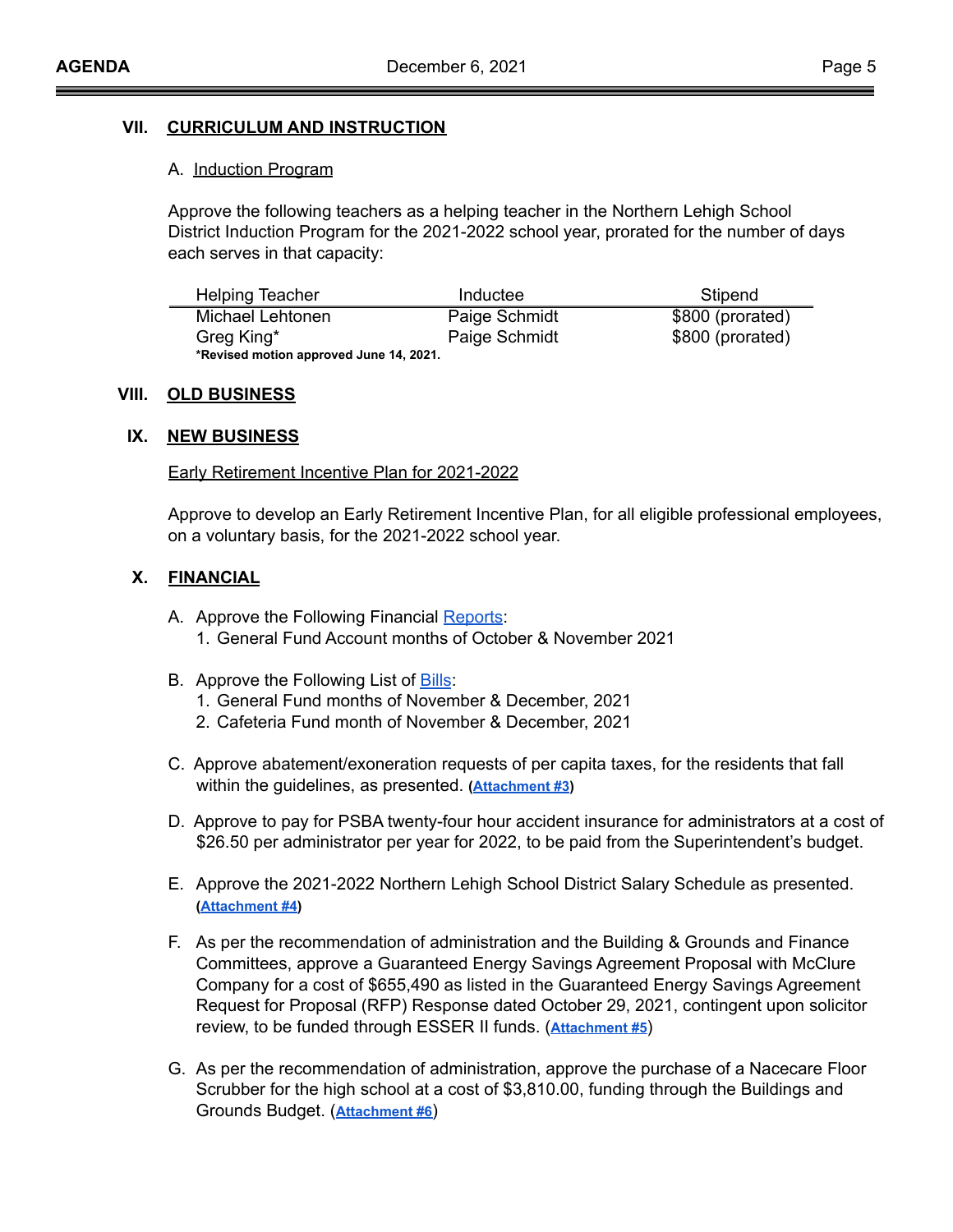## VII. CURRICULUM AND INSTRUCTION

### A. Induction Program

Approve the following teachers as a helping teacher in the Northern Lehigh School District Induction Program for the 2021-2022 school year, prorated for the number of days each serves in that capacity:

| Helping Teacher | Inductee | Stipend |
|---|---|---|
| Michael Lehtonen | Paige Schmidt | $800 (prorated) |
| Greg King* | Paige Schmidt | $800 (prorated) |

**\*Revised motion approved June 14, 2021.**

## VIII. OLD BUSINESS

## IX. NEW BUSINESS

Early Retirement Incentive Plan for 2021-2022

Approve to develop an Early Retirement Incentive Plan, for all eligible professional employees, on a voluntary basis, for the 2021-2022 school year.

## X. FINANCIAL

A. Approve the Following Financial Reports:
   1. General Fund Account months of October & November 2021

B. Approve the Following List of Bills:
   1. General Fund months of November & December, 2021
   2. Cafeteria Fund month of November & December, 2021

C. Approve abatement/exoneration requests of per capita taxes, for the residents that fall within the guidelines, as presented. (**Attachment #3**)

D. Approve to pay for PSBA twenty-four hour accident insurance for administrators at a cost of $26.50 per administrator per year for 2022, to be paid from the Superintendent's budget.

E. Approve the 2021-2022 Northern Lehigh School District Salary Schedule as presented. (**Attachment #4**)

F. As per the recommendation of administration and the Building & Grounds and Finance Committees, approve a Guaranteed Energy Savings Agreement Proposal with McClure Company for a cost of $655,490 as listed in the Guaranteed Energy Savings Agreement Request for Proposal (RFP) Response dated October 29, 2021, contingent upon solicitor review, to be funded through ESSER II funds. (**Attachment #5**)

G. As per the recommendation of administration, approve the purchase of a Nacecare Floor Scrubber for the high school at a cost of $3,810.00, funding through the Buildings and Grounds Budget. (**Attachment #6**)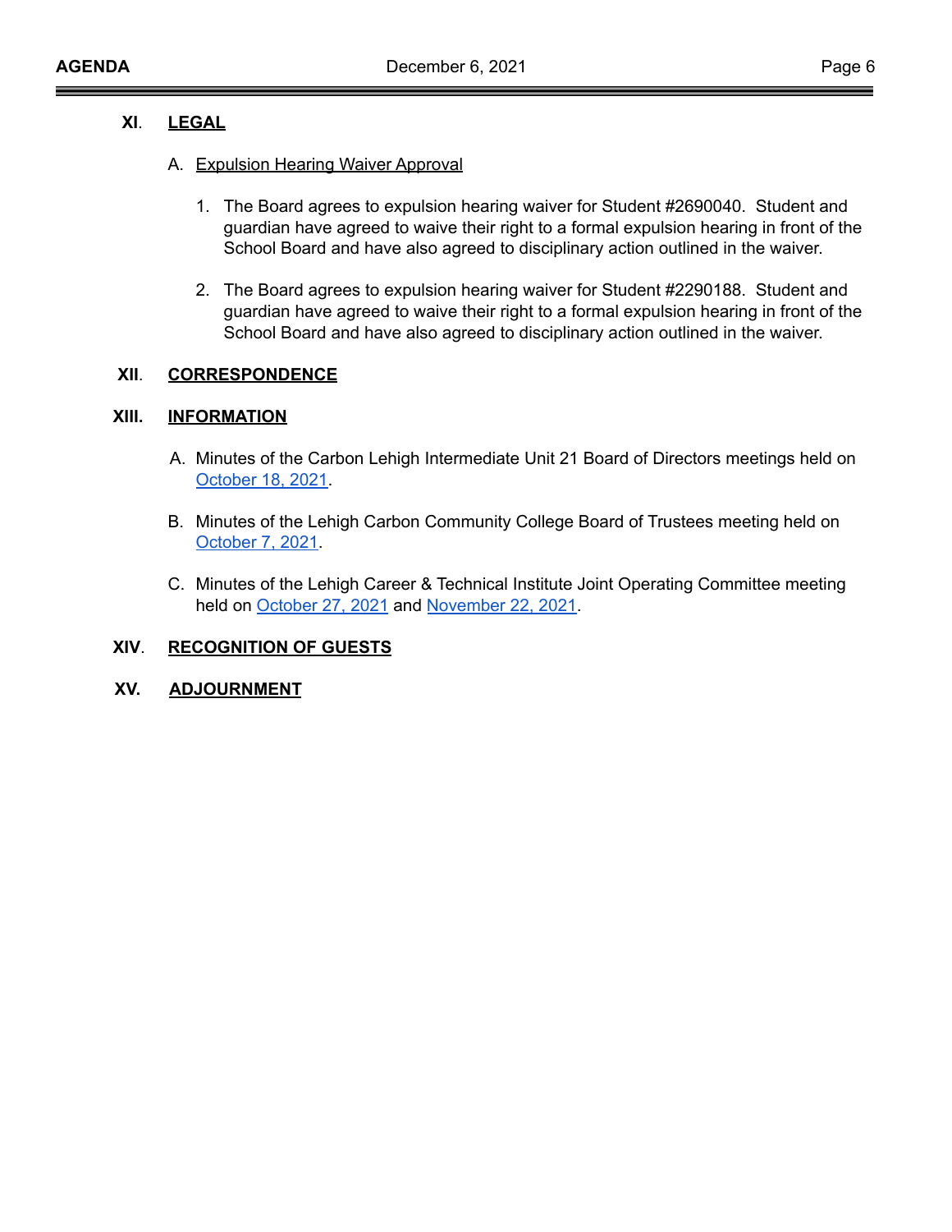## XI. LEGAL

A. Expulsion Hearing Waiver Approval

1. The Board agrees to expulsion hearing waiver for Student #2690040. Student and guardian have agreed to waive their right to a formal expulsion hearing in front of the School Board and have also agreed to disciplinary action outlined in the waiver.

2. The Board agrees to expulsion hearing waiver for Student #2290188. Student and guardian have agreed to waive their right to a formal expulsion hearing in front of the School Board and have also agreed to disciplinary action outlined in the waiver.

## XII. CORRESPONDENCE

## XIII. INFORMATION

A. Minutes of the Carbon Lehigh Intermediate Unit 21 Board of Directors meetings held on October 18, 2021.

B. Minutes of the Lehigh Carbon Community College Board of Trustees meeting held on October 7, 2021.

C. Minutes of the Lehigh Career & Technical Institute Joint Operating Committee meeting held on October 27, 2021 and November 22, 2021.

## XIV. RECOGNITION OF GUESTS

## XV. ADJOURNMENT